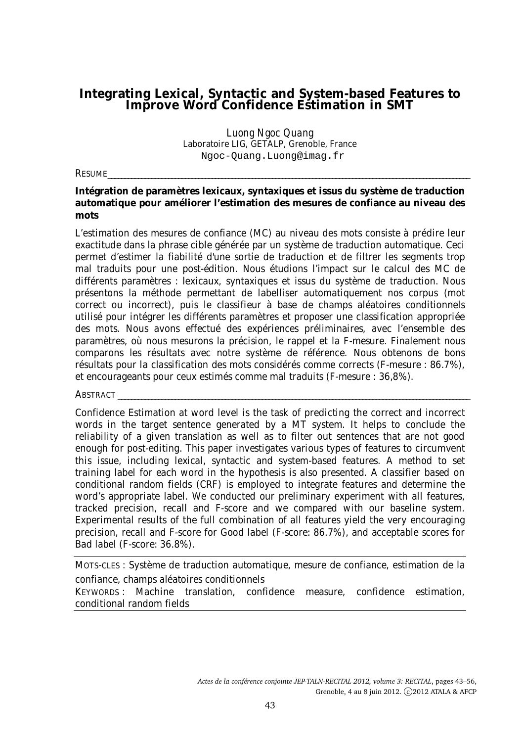# Integrating Lexical, Syntactic and System-based Features to Improve Word Confidence Estimation in SMT

Luong Ngoc Quang
Laboratoire LIG, GETALP, Grenoble, France
Ngoc-Quang.Luong@imag.fr

RESUME

**Intégration de paramètres lexicaux, syntaxiques et issus du système de traduction automatique pour améliorer l'estimation des mesures de confiance au niveau des mots**

L'estimation des mesures de confiance (MC) au niveau des mots consiste à prédire leur exactitude dans la phrase cible générée par un système de traduction automatique. Ceci permet d'estimer la fiabilité d'une sortie de traduction et de filtrer les segments trop mal traduits pour une post-édition. Nous étudions l'impact sur le calcul des MC de différents paramètres : lexicaux, syntaxiques et issus du système de traduction. Nous présentons la méthode permettant de labelliser automatiquement nos corpus (mot correct ou incorrect), puis le classifieur à base de champs aléatoires conditionnels utilisé pour intégrer les différents paramètres et proposer une classification appropriée des mots. Nous avons effectué des expériences préliminaires, avec l'ensemble des paramètres, où nous mesurons la précision, le rappel et la F-mesure. Finalement nous comparons les résultats avec notre système de référence. Nous obtenons de bons résultats pour la classification des mots considérés comme corrects (F-mesure : 86.7%), et encourageants pour ceux estimés comme mal traduits (F-mesure : 36,8%).

ABSTRACT

Confidence Estimation at word level is the task of predicting the correct and incorrect words in the target sentence generated by a MT system. It helps to conclude the reliability of a given translation as well as to filter out sentences that are not good enough for post-editing. This paper investigates various types of features to circumvent this issue, including lexical, syntactic and system-based features. A method to set training label for each word in the hypothesis is also presented. A classifier based on conditional random fields (CRF) is employed to integrate features and determine the word's appropriate label. We conducted our preliminary experiment with all features, tracked precision, recall and F-score and we compared with our baseline system. Experimental results of the full combination of all features yield the very encouraging precision, recall and F-score for Good label (F-score: 86.7%), and acceptable scores for Bad label (F-score: 36.8%).

MOTS-CLES : Système de traduction automatique, mesure de confiance, estimation de la confiance, champs aléatoires conditionnels

KEYWORDS : Machine translation, confidence measure, confidence estimation, conditional random fields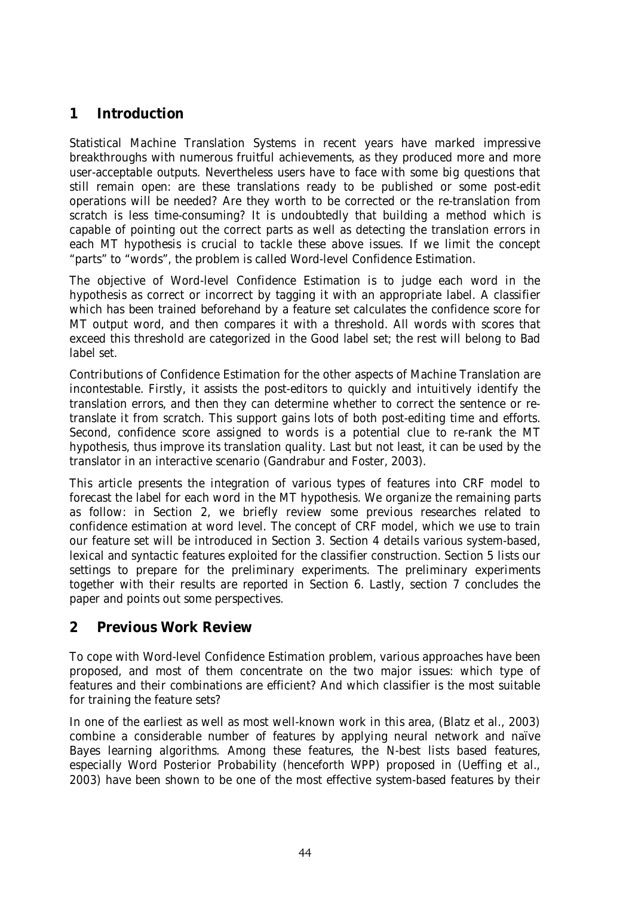## 1 Introduction

Statistical Machine Translation Systems in recent years have marked impressive breakthroughs with numerous fruitful achievements, as they produced more and more user-acceptable outputs. Nevertheless users have to face with some big questions that still remain open: are these translations ready to be published or some post-edit operations will be needed? Are they worth to be corrected or the re-translation from scratch is less time-consuming? It is undoubtedly that building a method which is capable of pointing out the correct parts as well as detecting the translation errors in each MT hypothesis is crucial to tackle these above issues. If we limit the concept "parts" to "words", the problem is called Word-level Confidence Estimation.

The objective of Word-level Confidence Estimation is to judge each word in the hypothesis as correct or incorrect by tagging it with an appropriate label. A classifier which has been trained beforehand by a feature set calculates the confidence score for MT output word, and then compares it with a threshold. All words with scores that exceed this threshold are categorized in the Good label set; the rest will belong to Bad label set.

Contributions of Confidence Estimation for the other aspects of Machine Translation are incontestable. Firstly, it assists the post-editors to quickly and intuitively identify the translation errors, and then they can determine whether to correct the sentence or re-translate it from scratch. This support gains lots of both post-editing time and efforts. Second, confidence score assigned to words is a potential clue to re-rank the MT hypothesis, thus improve its translation quality. Last but not least, it can be used by the translator in an interactive scenario (Gandrabur and Foster, 2003).

This article presents the integration of various types of features into CRF model to forecast the label for each word in the MT hypothesis. We organize the remaining parts as follow: in Section 2, we briefly review some previous researches related to confidence estimation at word level. The concept of CRF model, which we use to train our feature set will be introduced in Section 3. Section 4 details various system-based, lexical and syntactic features exploited for the classifier construction. Section 5 lists our settings to prepare for the preliminary experiments. The preliminary experiments together with their results are reported in Section 6. Lastly, section 7 concludes the paper and points out some perspectives.

## 2 Previous Work Review

To cope with Word-level Confidence Estimation problem, various approaches have been proposed, and most of them concentrate on the two major issues: which type of features and their combinations are efficient? And which classifier is the most suitable for training the feature sets?

In one of the earliest as well as most well-known work in this area, (Blatz et al., 2003) combine a considerable number of features by applying neural network and naïve Bayes learning algorithms. Among these features, the N-best lists based features, especially Word Posterior Probability (henceforth WPP) proposed in (Ueffing et al., 2003) have been shown to be one of the most effective system-based features by their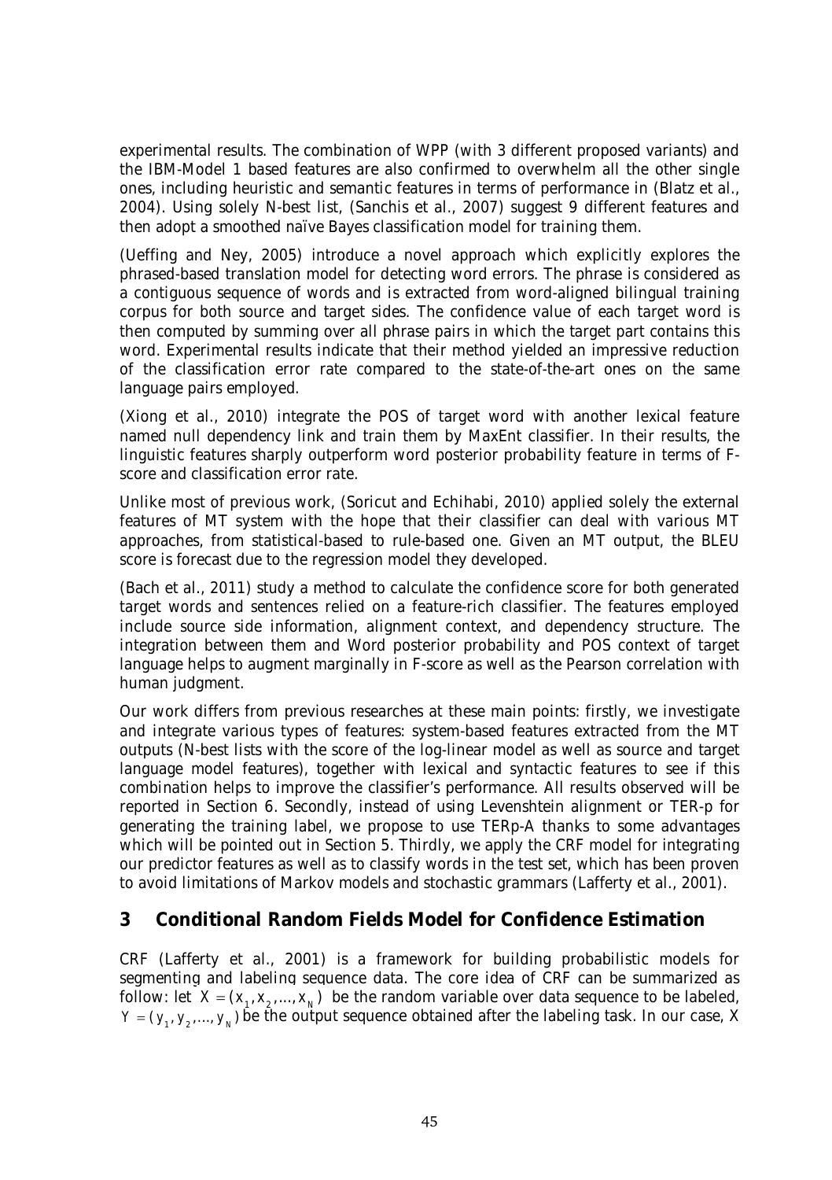experimental results. The combination of WPP (with 3 different proposed variants) and the IBM-Model 1 based features are also confirmed to overwhelm all the other single ones, including heuristic and semantic features in terms of performance in (Blatz et al., 2004). Using solely N-best list, (Sanchis et al., 2007) suggest 9 different features and then adopt a smoothed naïve Bayes classification model for training them.

(Ueffing and Ney, 2005) introduce a novel approach which explicitly explores the phrased-based translation model for detecting word errors. The phrase is considered as a contiguous sequence of words and is extracted from word-aligned bilingual training corpus for both source and target sides. The confidence value of each target word is then computed by summing over all phrase pairs in which the target part contains this word. Experimental results indicate that their method yielded an impressive reduction of the classification error rate compared to the state-of-the-art ones on the same language pairs employed.

(Xiong et al., 2010) integrate the POS of target word with another lexical feature named null dependency link and train them by MaxEnt classifier. In their results, the linguistic features sharply outperform word posterior probability feature in terms of F-score and classification error rate.

Unlike most of previous work, (Soricut and Echihabi, 2010) applied solely the external features of MT system with the hope that their classifier can deal with various MT approaches, from statistical-based to rule-based one. Given an MT output, the BLEU score is forecast due to the regression model they developed.

(Bach et al., 2011) study a method to calculate the confidence score for both generated target words and sentences relied on a feature-rich classifier. The features employed include source side information, alignment context, and dependency structure. The integration between them and Word posterior probability and POS context of target language helps to augment marginally in F-score as well as the Pearson correlation with human judgment.

Our work differs from previous researches at these main points: firstly, we investigate and integrate various types of features: system-based features extracted from the MT outputs (N-best lists with the score of the log-linear model as well as source and target language model features), together with lexical and syntactic features to see if this combination helps to improve the classifier's performance. All results observed will be reported in Section 6. Secondly, instead of using Levenshtein alignment or TER-p for generating the training label, we propose to use TERp-A thanks to some advantages which will be pointed out in Section 5. Thirdly, we apply the CRF model for integrating our predictor features as well as to classify words in the test set, which has been proven to avoid limitations of Markov models and stochastic grammars (Lafferty et al., 2001).

## 3 Conditional Random Fields Model for Confidence Estimation

CRF (Lafferty et al., 2001) is a framework for building probabilistic models for segmenting and labeling sequence data. The core idea of CRF can be summarized as follow: let $X = (x_1, x_2, \ldots, x_N)$ be the random variable over data sequence to be labeled, $Y = (y_1, y_2, \ldots, y_N)$ be the output sequence obtained after the labeling task. In our case, X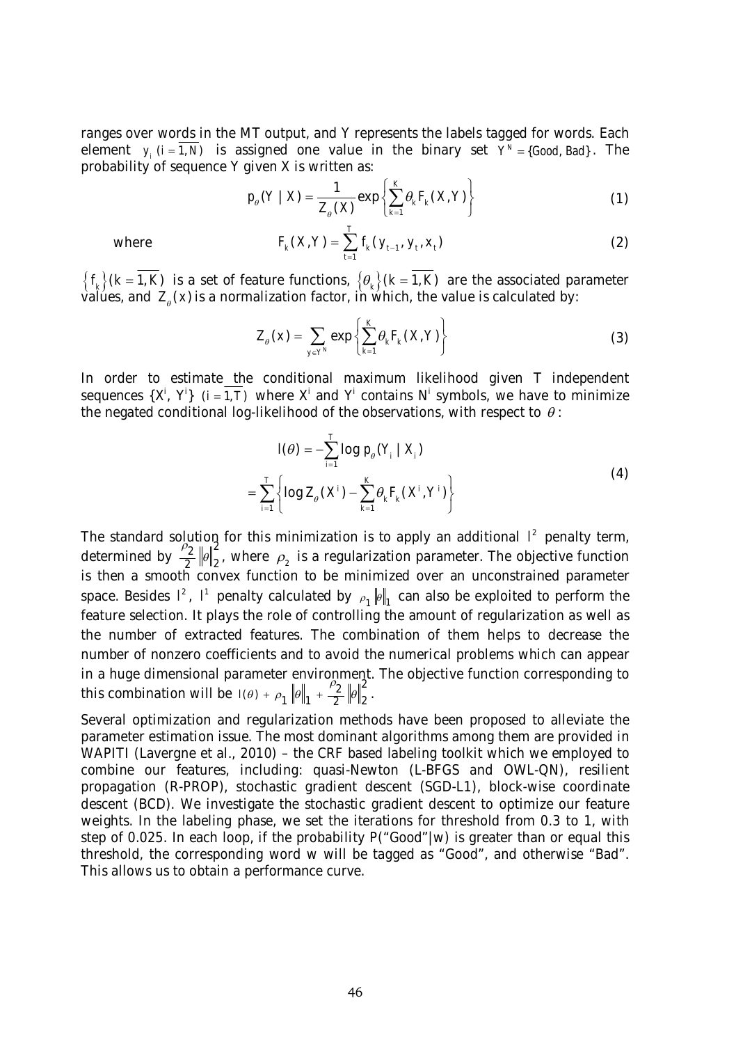ranges over words in the MT output, and Y represents the labels tagged for words. Each element $y_i$ $(i = \overline{1,N})$ is assigned one value in the binary set $Y^N = \{\text{Good}, \text{Bad}\}$. The probability of sequence Y given X is written as:

$$p_\theta(Y \mid X) = \frac{1}{Z_\theta(X)} \exp\left\{\sum_{k=1}^{K} \theta_k F_k(X,Y)\right\} \tag{1}$$

where

$$F_k(X,Y) = \sum_{t=1}^{T} f_k(y_{t-1}, y_t, x_t) \tag{2}$$

$\{f_k\}(k = \overline{1,K})$ is a set of feature functions, $\{\theta_k\}(k = \overline{1,K})$ are the associated parameter values, and $Z_\theta(x)$ is a normalization factor, in which, the value is calculated by:

$$Z_\theta(x) = \sum_{y \in Y^N} \exp\left\{\sum_{k=1}^{K} \theta_k F_k(X,Y)\right\} \tag{3}$$

In order to estimate the conditional maximum likelihood given T independent sequences $\{X^i, Y^i\}$ $(i = \overline{1,T})$ where $X^i$ and $Y^i$ contains $N^i$ symbols, we have to minimize the negated conditional log-likelihood of the observations, with respect to $\theta$:

$$\begin{aligned} l(\theta) &= -\sum_{i=1}^{T} \log p_\theta(Y_i \mid X_i) \\ &= \sum_{i=1}^{T} \left\{ \log Z_\theta(X^i) - \sum_{k=1}^{K} \theta_k F_k(X^i, Y^i) \right\} \end{aligned} \tag{4}$$

The standard solution for this minimization is to apply an additional $l^2$ penalty term, determined by $\frac{\rho_2}{2}\|\theta\|_2^2$, where $\rho_2$ is a regularization parameter. The objective function is then a smooth convex function to be minimized over an unconstrained parameter space. Besides $l^2$, $l^1$ penalty calculated by $\rho_1\|\theta\|_1$ can also be exploited to perform the feature selection. It plays the role of controlling the amount of regularization as well as the number of extracted features. The combination of them helps to decrease the number of nonzero coefficients and to avoid the numerical problems which can appear in a huge dimensional parameter environment. The objective function corresponding to this combination will be $l(\theta) + \rho_1\|\theta\|_1 + \frac{\rho_2}{2}\|\theta\|_2^2$.

Several optimization and regularization methods have been proposed to alleviate the parameter estimation issue. The most dominant algorithms among them are provided in WAPITI (Lavergne et al., 2010) – the CRF based labeling toolkit which we employed to combine our features, including: quasi-Newton (L-BFGS and OWL-QN), resilient propagation (R-PROP), stochastic gradient descent (SGD-L1), block-wise coordinate descent (BCD). We investigate the stochastic gradient descent to optimize our feature weights. In the labeling phase, we set the iterations for threshold from 0.3 to 1, with step of 0.025. In each loop, if the probability P("Good"|w) is greater than or equal this threshold, the corresponding word w will be tagged as "Good", and otherwise "Bad". This allows us to obtain a performance curve.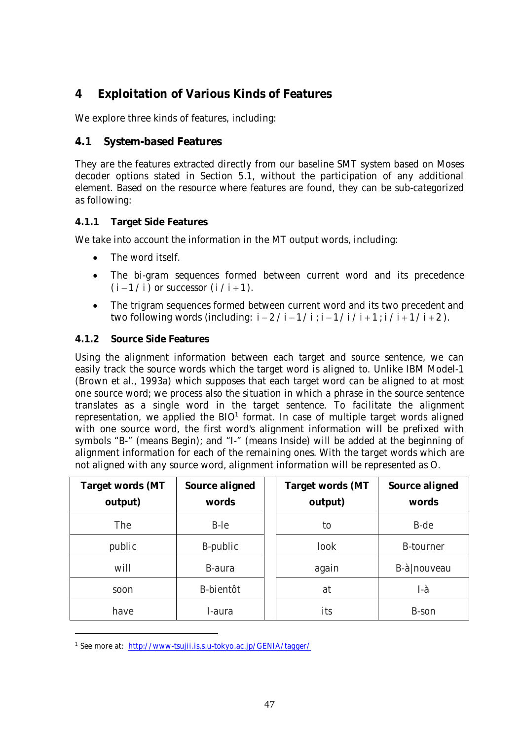## 4 Exploitation of Various Kinds of Features

We explore three kinds of features, including:

### 4.1 System-based Features

They are the features extracted directly from our baseline SMT system based on Moses decoder options stated in Section 5.1, without the participation of any additional element. Based on the resource where features are found, they can be sub-categorized as following:

#### 4.1.1 Target Side Features

We take into account the information in the MT output words, including:

- The word itself.
- The bi-gram sequences formed between current word and its precedence ($i-1/i$) or successor ($i/i+1$).
- The trigram sequences formed between current word and its two precedent and two following words (including: $i-2/i-1/i$; $i-1/i/i+1$; $i/i+1/i+2$).

#### 4.1.2 Source Side Features

Using the alignment information between each target and source sentence, we can easily track the source words which the target word is aligned to. Unlike IBM Model-1 (Brown et al., 1993a) which supposes that each target word can be aligned to at most one source word; we process also the situation in which a phrase in the source sentence translates as a single word in the target sentence. To facilitate the alignment representation, we applied the BIO[1] format. In case of multiple target words aligned with one source word, the first word's alignment information will be prefixed with symbols "B-" (means Begin); and "I-" (means Inside) will be added at the beginning of alignment information for each of the remaining ones. With the target words which are not aligned with any source word, alignment information will be represented as O.

| Target words (MT output) | Source aligned words | | Target words (MT output) | Source aligned words |
|---|---|---|---|---|
| The | B-le | | to | B-de |
| public | B-public | | look | B-tourner |
| will | B-aura | | again | B-à\|nouveau |
| soon | B-bientôt | | at | I-à |
| have | I-aura | | its | B-son |

[1] See more at: http://www-tsujii.is.s.u-tokyo.ac.jp/GENIA/tagger/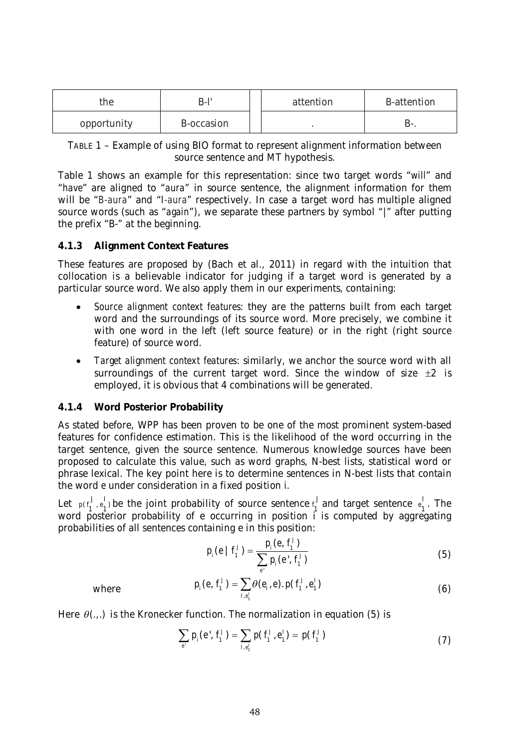| the | B-l' | | attention | B-attention |
| --- | --- | --- | --- | --- |
| opportunity | B-occasion | | . | B-. |

TABLE 1 – Example of using BIO format to represent alignment information between source sentence and MT hypothesis.

Table 1 shows an example for this representation: since two target words "*will*" and "*have*" are aligned to "*aura*" in source sentence, the alignment information for them will be "*B-aura*" and "*I-aura*" respectively. In case a target word has multiple aligned source words (such as "*again*"), we separate these partners by symbol "|" after putting the prefix "B-" at the beginning.

### 4.1.3 Alignment Context Features

These features are proposed by (Bach et al., 2011) in regard with the intuition that collocation is a believable indicator for judging if a target word is generated by a particular source word. We also apply them in our experiments, containing:

- *Source alignment context features*: they are the patterns built from each target word and the surroundings of its source word. More precisely, we combine it with one word in the left (left source feature) or in the right (right source feature) of source word.
- *Target alignment context features*: similarly, we anchor the source word with all surroundings of the current target word. Since the window of size $\pm 2$ is employed, it is obvious that 4 combinations will be generated.

### 4.1.4 Word Posterior Probability

As stated before, WPP has been proven to be one of the most prominent system-based features for confidence estimation. This is the likelihood of the word occurring in the target sentence, given the source sentence. Numerous knowledge sources have been proposed to calculate this value, such as word graphs, N-best lists, statistical word or phrase lexical. The key point here is to determine sentences in N-best lists that contain the word e under consideration in a fixed position i.

Let $p(f_1^J, e_1^I)$ be the joint probability of source sentence $f_1^J$ and target sentence $e_1^I$. The word posterior probability of e occurring in position i is computed by aggregating probabilities of all sentences containing e in this position:

$$p_i(e \mid f_1^J) = \frac{p_i(e, f_1^J)}{\sum_{e'} p_i(e', f_1^J)} \tag{5}$$

where

$$p_i(e, f_1^J) = \sum_{I, e_1^I} \theta(e_i, e) . p(f_1^J, e_1^I) \tag{6}$$

Here $\theta(.,.)$ is the Kronecker function. The normalization in equation (5) is

$$\sum_{e'} p_i(e', f_1^J) = \sum_{I, e_1^I} p(f_1^J, e_1^I) = p(f_1^J) \tag{7}$$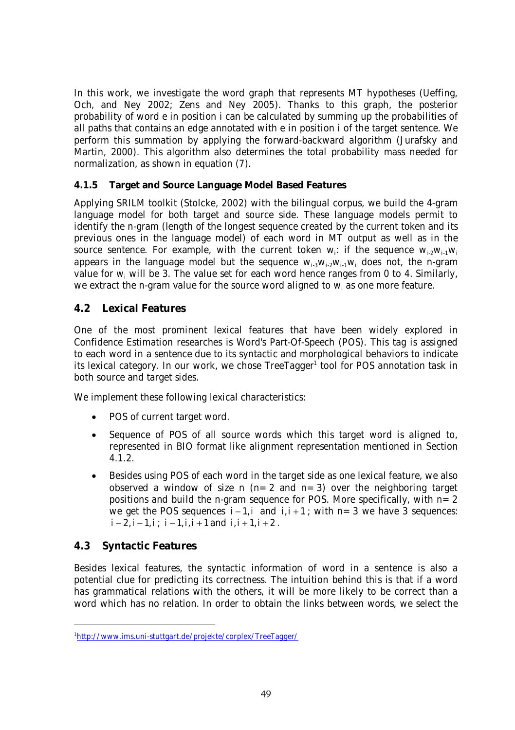In this work, we investigate the word graph that represents MT hypotheses (Ueffing, Och, and Ney 2002; Zens and Ney 2005). Thanks to this graph, the posterior probability of word e in position i can be calculated by summing up the probabilities of all paths that contains an edge annotated with e in position i of the target sentence. We perform this summation by applying the forward-backward algorithm (Jurafsky and Martin, 2000). This algorithm also determines the total probability mass needed for normalization, as shown in equation (7).

### 4.1.5 Target and Source Language Model Based Features

Applying SRILM toolkit (Stolcke, 2002) with the bilingual corpus, we build the 4-gram language model for both target and source side. These language models permit to identify the n-gram (length of the longest sequence created by the current token and its previous ones in the language model) of each word in MT output as well as in the source sentence. For example, with the current token $w_i$: if the sequence $w_{i-2}w_{i-1}w_i$ appears in the language model but the sequence $w_{i-3}w_{i-2}w_{i-1}w_i$ does not, the n-gram value for $w_i$ will be 3. The value set for each word hence ranges from 0 to 4. Similarly, we extract the n-gram value for the source word aligned to $w_i$ as one more feature.

## 4.2 Lexical Features

One of the most prominent lexical features that have been widely explored in Confidence Estimation researches is Word's Part-Of-Speech (POS). This tag is assigned to each word in a sentence due to its syntactic and morphological behaviors to indicate its lexical category. In our work, we chose TreeTagger[1] tool for POS annotation task in both source and target sides.

We implement these following lexical characteristics:

- POS of current target word.
- Sequence of POS of all source words which this target word is aligned to, represented in BIO format like alignment representation mentioned in Section 4.1.2.
- Besides using POS of each word in the target side as one lexical feature, we also observed a window of size n (n= 2 and n= 3) over the neighboring target positions and build the n-gram sequence for POS. More specifically, with n= 2 we get the POS sequences $i-1, i$ and $i, i+1$; with n= 3 we have 3 sequences: $i-2, i-1, i$; $i-1, i, i+1$ and $i, i+1, i+2$.

## 4.3 Syntactic Features

Besides lexical features, the syntactic information of word in a sentence is also a potential clue for predicting its correctness. The intuition behind this is that if a word has grammatical relations with the others, it will be more likely to be correct than a word which has no relation. In order to obtain the links between words, we select the

[1] http://www.ims.uni-stuttgart.de/projekte/corplex/TreeTagger/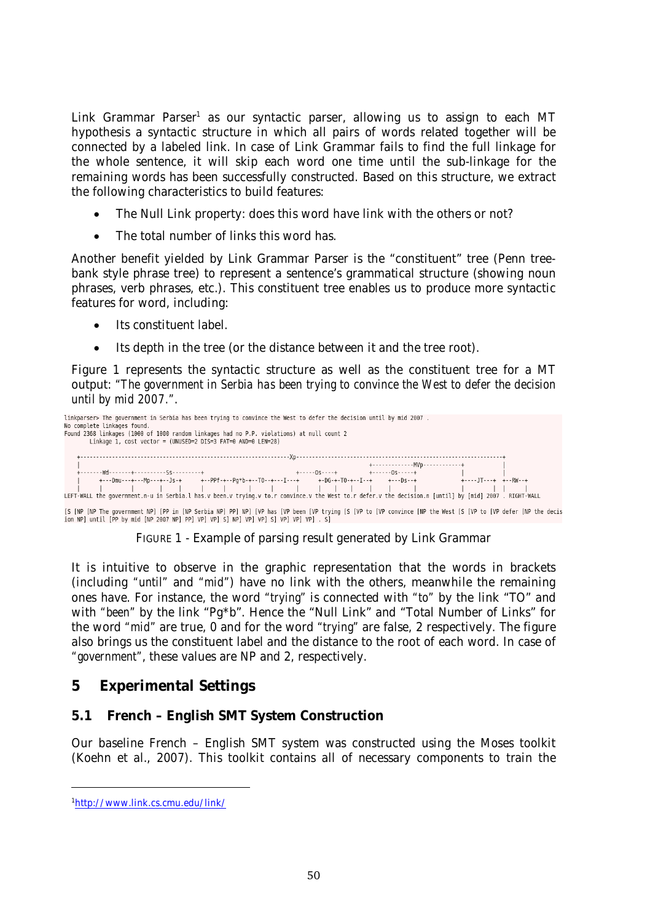Link Grammar Parser[1] as our syntactic parser, allowing us to assign to each MT hypothesis a syntactic structure in which all pairs of words related together will be connected by a labeled link. In case of Link Grammar fails to find the full linkage for the whole sentence, it will skip each word one time until the sub-linkage for the remaining words has been successfully constructed. Based on this structure, we extract the following characteristics to build features:

- The Null Link property: does this word have link with the others or not?
- The total number of links this word has.

Another benefit yielded by Link Grammar Parser is the "constituent" tree (Penn tree-bank style phrase tree) to represent a sentence's grammatical structure (showing noun phrases, verb phrases, etc.). This constituent tree enables us to produce more syntactic features for word, including:

- Its constituent label.
- Its depth in the tree (or the distance between it and the tree root).

Figure 1 represents the syntactic structure as well as the constituent tree for a MT output: "*The government in Serbia has been trying to convince the West to defer the decision until by mid 2007.*".

```
linkparser> The government in Serbia has been trying to convince the West to defer the decision until by mid 2007 .
No complete linkages found.
Found 2368 linkages (1000 of 1000 random linkages had no P.P. violations) at null count 2
        Linkage 1, cost vector = (UNUSED=2 DIS=3 FAT=0 AND=0 LEN=28)

    +----------------------------------------------------------------Xp----------------------------------------------------------------+
    |                                                                                     +-------------MVp-----------+               |
    +-------Wd-------+----------Ss---------+                        +-----Os----+        +------Os-----+             |               |
    |      +---Dmu---+---Mp---+--Js-+      +--PPf-+--Pg*b-+--TO--+---I---+     +-DG-+-TO-+--I--+   +---Ds--+             +----JT---+  +--RW--+
    |      |         |        |     |      |      |       |      |       |     |    |    |     |   |       |             |    |    |  |      |
LEFT-WALL the government.n-u in Serbia.l has.v been.v trying.v to.r convince.v the West to.r defer.v the decision.n [until] by [mid] 2007 . RIGHT-WALL

[S [NP [NP The government NP] [PP in [NP Serbia NP] PP] NP] [VP has [VP been [VP trying [S [VP to [VP convince [NP the West [S [VP to [VP defer [NP the decis
ion NP] until [PP by mid [NP 2007 NP] PP] VP] VP] S] NP] VP] VP] S] VP] VP] VP] . S]
```

FIGURE 1 - Example of parsing result generated by Link Grammar

It is intuitive to observe in the graphic representation that the words in brackets (including "*until*" and "*mid*") have no link with the others, meanwhile the remaining ones have. For instance, the word "*trying*" is connected with "*to*" by the link "TO" and with "*been*" by the link "Pg*b". Hence the "Null Link" and "Total Number of Links" for the word "*mid*" are true, 0 and for the word "*trying*" are false, 2 respectively. The figure also brings us the constituent label and the distance to the root of each word. In case of "*government*", these values are NP and 2, respectively.

## 5 Experimental Settings

### 5.1 French – English SMT System Construction

Our baseline French – English SMT system was constructed using the Moses toolkit (Koehn et al., 2007). This toolkit contains all of necessary components to train the

[1]http://www.link.cs.cmu.edu/link/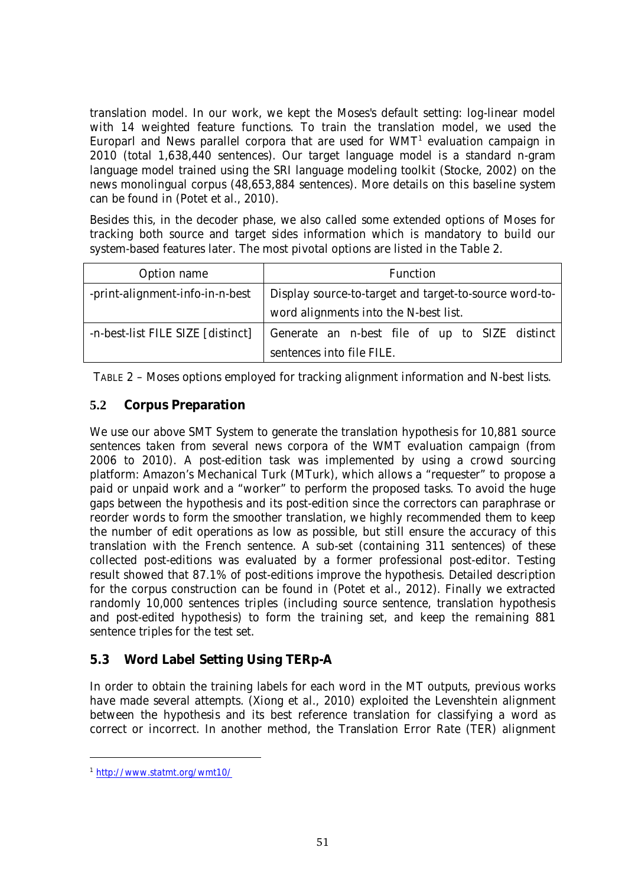translation model. In our work, we kept the Moses's default setting: log-linear model with 14 weighted feature functions. To train the translation model, we used the Europarl and News parallel corpora that are used for WMT[1] evaluation campaign in 2010 (total 1,638,440 sentences). Our target language model is a standard n-gram language model trained using the SRI language modeling toolkit (Stocke, 2002) on the news monolingual corpus (48,653,884 sentences). More details on this baseline system can be found in (Potet et al., 2010).

Besides this, in the decoder phase, we also called some extended options of Moses for tracking both source and target sides information which is mandatory to build our system-based features later. The most pivotal options are listed in the Table 2.

| Option name | Function |
| --- | --- |
| -print-alignment-info-in-n-best | Display source-to-target and target-to-source word-to-word alignments into the N-best list. |
| -n-best-list FILE SIZE [distinct] | Generate an n-best file of up to SIZE distinct sentences into file FILE. |

TABLE 2 – Moses options employed for tracking alignment information and N-best lists.

## 5.2 Corpus Preparation

We use our above SMT System to generate the translation hypothesis for 10,881 source sentences taken from several news corpora of the WMT evaluation campaign (from 2006 to 2010). A post-edition task was implemented by using a crowd sourcing platform: Amazon's Mechanical Turk (MTurk), which allows a "requester" to propose a paid or unpaid work and a "worker" to perform the proposed tasks. To avoid the huge gaps between the hypothesis and its post-edition since the correctors can paraphrase or reorder words to form the smoother translation, we highly recommended them to keep the number of edit operations as low as possible, but still ensure the accuracy of this translation with the French sentence. A sub-set (containing 311 sentences) of these collected post-editions was evaluated by a former professional post-editor. Testing result showed that 87.1% of post-editions improve the hypothesis. Detailed description for the corpus construction can be found in (Potet et al., 2012). Finally we extracted randomly 10,000 sentences triples (including source sentence, translation hypothesis and post-edited hypothesis) to form the training set, and keep the remaining 881 sentence triples for the test set.

## 5.3 Word Label Setting Using TERp-A

In order to obtain the training labels for each word in the MT outputs, previous works have made several attempts. (Xiong et al., 2010) exploited the Levenshtein alignment between the hypothesis and its best reference translation for classifying a word as correct or incorrect. In another method, the Translation Error Rate (TER) alignment

[1] http://www.statmt.org/wmt10/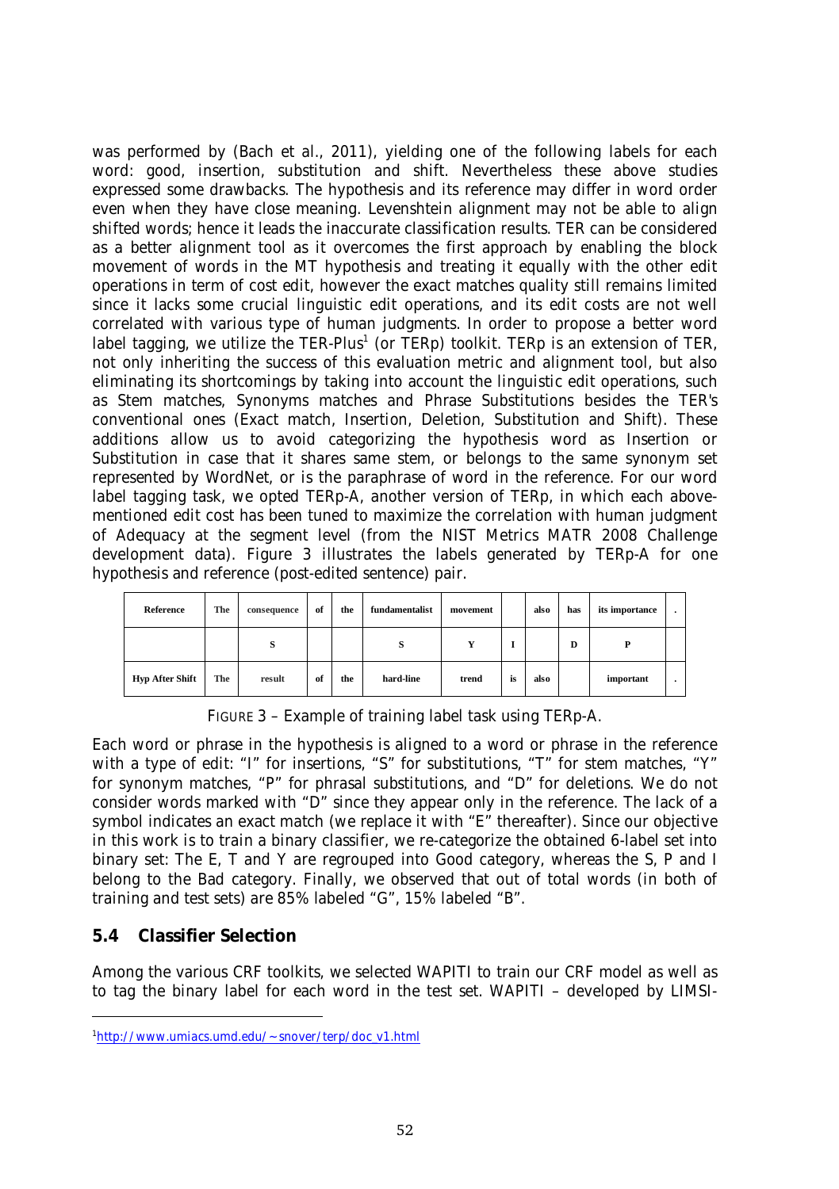was performed by (Bach et al., 2011), yielding one of the following labels for each word: good, insertion, substitution and shift. Nevertheless these above studies expressed some drawbacks. The hypothesis and its reference may differ in word order even when they have close meaning. Levenshtein alignment may not be able to align shifted words; hence it leads the inaccurate classification results. TER can be considered as a better alignment tool as it overcomes the first approach by enabling the block movement of words in the MT hypothesis and treating it equally with the other edit operations in term of cost edit, however the exact matches quality still remains limited since it lacks some crucial linguistic edit operations, and its edit costs are not well correlated with various type of human judgments. In order to propose a better word label tagging, we utilize the TER-Plus[1] (or TERp) toolkit. TERp is an extension of TER, not only inheriting the success of this evaluation metric and alignment tool, but also eliminating its shortcomings by taking into account the linguistic edit operations, such as Stem matches, Synonyms matches and Phrase Substitutions besides the TER's conventional ones (Exact match, Insertion, Deletion, Substitution and Shift). These additions allow us to avoid categorizing the hypothesis word as Insertion or Substitution in case that it shares same stem, or belongs to the same synonym set represented by WordNet, or is the paraphrase of word in the reference. For our word label tagging task, we opted TERp-A, another version of TERp, in which each above-mentioned edit cost has been tuned to maximize the correlation with human judgment of Adequacy at the segment level (from the NIST Metrics MATR 2008 Challenge development data). Figure 3 illustrates the labels generated by TERp-A for one hypothesis and reference (post-edited sentence) pair.

| Reference | The | consequence | of | the | fundamentalist | movement | | also | has | its importance | . |
|---|---|---|---|---|---|---|---|---|---|---|---|
| | | S | | | S | Y | I | | D | P | |
| Hyp After Shift | The | result | of | the | hard-line | trend | is | also | | important | . |

FIGURE 3 – Example of training label task using TERp-A.

Each word or phrase in the hypothesis is aligned to a word or phrase in the reference with a type of edit: "I" for insertions, "S" for substitutions, "T" for stem matches, "Y" for synonym matches, "P" for phrasal substitutions, and "D" for deletions. We do not consider words marked with "D" since they appear only in the reference. The lack of a symbol indicates an exact match (we replace it with "E" thereafter). Since our objective in this work is to train a binary classifier, we re-categorize the obtained 6-label set into binary set: The E, T and Y are regrouped into Good category, whereas the S, P and I belong to the Bad category. Finally, we observed that out of total words (in both of training and test sets) are 85% labeled "G", 15% labeled "B".

## 5.4 Classifier Selection

Among the various CRF toolkits, we selected WAPITI to train our CRF model as well as to tag the binary label for each word in the test set. WAPITI – developed by LIMSI-

[1] http://www.umiacs.umd.edu/~snover/terp/doc_v1.html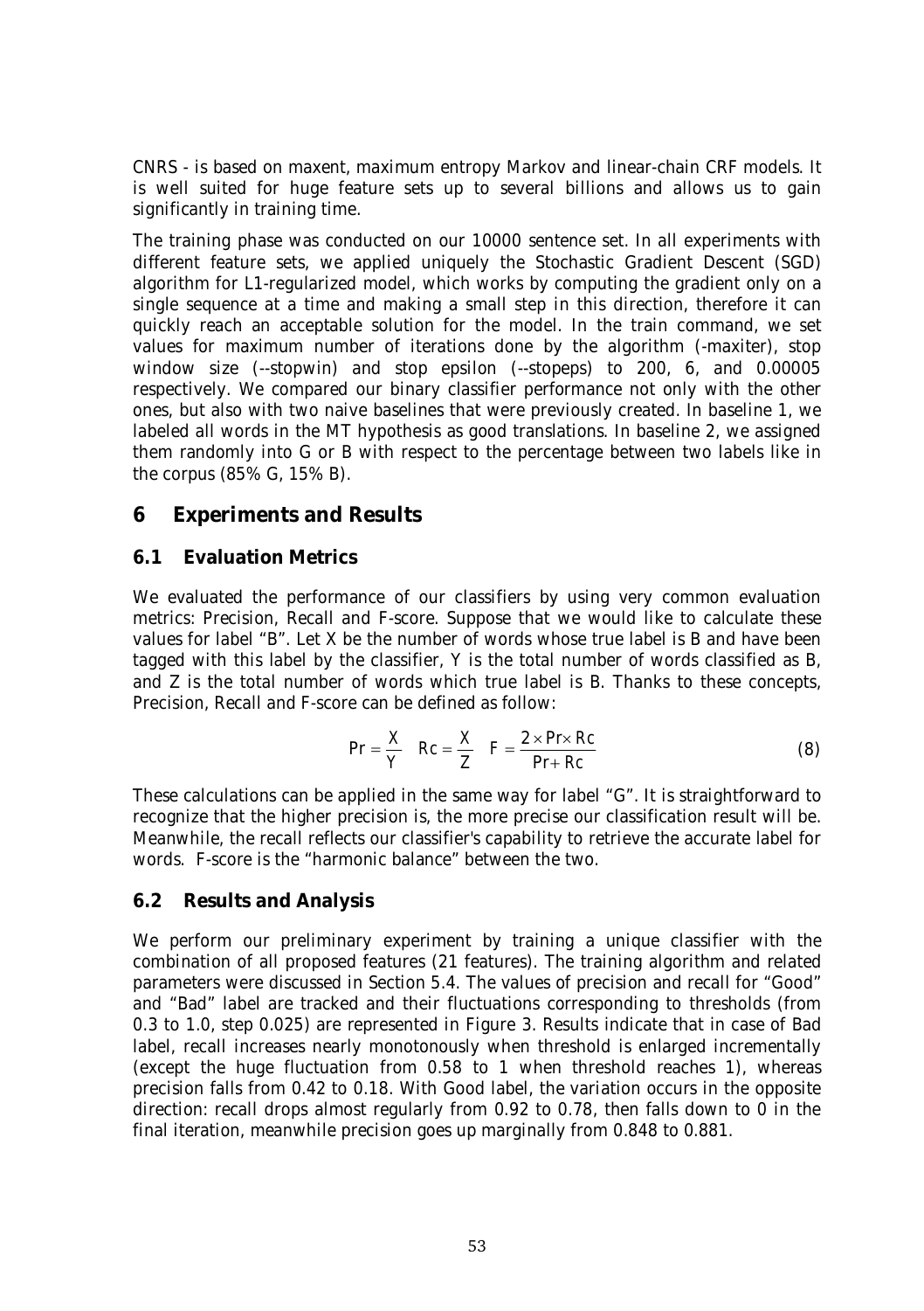CNRS - is based on maxent, maximum entropy Markov and linear-chain CRF models. It is well suited for huge feature sets up to several billions and allows us to gain significantly in training time.

The training phase was conducted on our 10000 sentence set. In all experiments with different feature sets, we applied uniquely the Stochastic Gradient Descent (SGD) algorithm for L1-regularized model, which works by computing the gradient only on a single sequence at a time and making a small step in this direction, therefore it can quickly reach an acceptable solution for the model. In the train command, we set values for maximum number of iterations done by the algorithm (-maxiter), stop window size (--stopwin) and stop epsilon (--stopeps) to 200, 6, and 0.00005 respectively. We compared our binary classifier performance not only with the other ones, but also with two naive baselines that were previously created. In baseline 1, we labeled all words in the MT hypothesis as good translations. In baseline 2, we assigned them randomly into G or B with respect to the percentage between two labels like in the corpus (85% G, 15% B).

## 6 Experiments and Results

### 6.1 Evaluation Metrics

We evaluated the performance of our classifiers by using very common evaluation metrics: Precision, Recall and F-score. Suppose that we would like to calculate these values for label "B". Let X be the number of words whose true label is B and have been tagged with this label by the classifier, Y is the total number of words classified as B, and Z is the total number of words which true label is B. Thanks to these concepts, Precision, Recall and F-score can be defined as follow:

$$Pr = \frac{X}{Y} \quad Rc = \frac{X}{Z} \quad F = \frac{2 \times Pr \times Rc}{Pr + Rc} \tag{8}$$

These calculations can be applied in the same way for label "G". It is straightforward to recognize that the higher precision is, the more precise our classification result will be. Meanwhile, the recall reflects our classifier's capability to retrieve the accurate label for words. F-score is the "harmonic balance" between the two.

### 6.2 Results and Analysis

We perform our preliminary experiment by training a unique classifier with the combination of all proposed features (21 features). The training algorithm and related parameters were discussed in Section 5.4. The values of precision and recall for "Good" and "Bad" label are tracked and their fluctuations corresponding to thresholds (from 0.3 to 1.0, step 0.025) are represented in Figure 3. Results indicate that in case of Bad label, recall increases nearly monotonously when threshold is enlarged incrementally (except the huge fluctuation from 0.58 to 1 when threshold reaches 1), whereas precision falls from 0.42 to 0.18. With Good label, the variation occurs in the opposite direction: recall drops almost regularly from 0.92 to 0.78, then falls down to 0 in the final iteration, meanwhile precision goes up marginally from 0.848 to 0.881.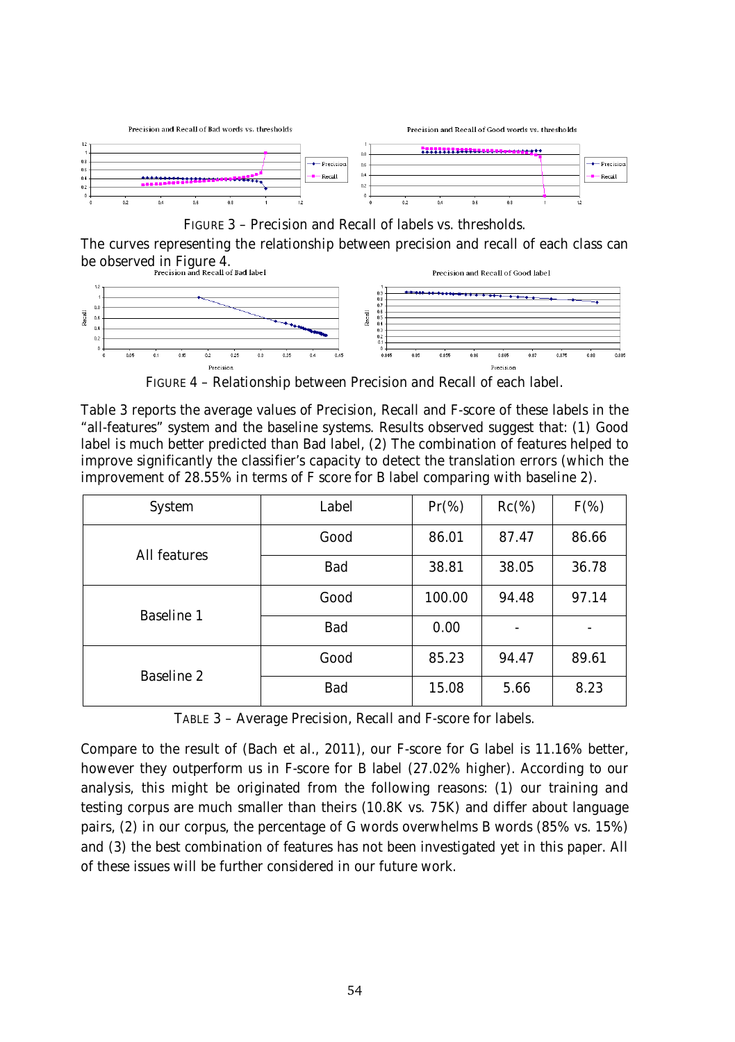FIGURE 3 – Precision and Recall of labels vs. thresholds.

The curves representing the relationship between precision and recall of each class can be observed in Figure 4.

FIGURE 4 – Relationship between Precision and Recall of each label.

Table 3 reports the average values of Precision, Recall and F-score of these labels in the "all-features" system and the baseline systems. Results observed suggest that: (1) Good label is much better predicted than Bad label, (2) The combination of features helped to improve significantly the classifier's capacity to detect the translation errors (which the improvement of 28.55% in terms of F score for B label comparing with baseline 2).

| System | Label | Pr(%) | Rc(%) | F(%) |
|---|---|---|---|---|
| All features | Good | 86.01 | 87.47 | 86.66 |
| | Bad | 38.81 | 38.05 | 36.78 |
| Baseline 1 | Good | 100.00 | 94.48 | 97.14 |
| | Bad | 0.00 | - | - |
| Baseline 2 | Good | 85.23 | 94.47 | 89.61 |
| | Bad | 15.08 | 5.66 | 8.23 |

TABLE 3 – Average Precision, Recall and F-score for labels.

Compare to the result of (Bach et al., 2011), our F-score for G label is 11.16% better, however they outperform us in F-score for B label (27.02% higher). According to our analysis, this might be originated from the following reasons: (1) our training and testing corpus are much smaller than theirs (10.8K vs. 75K) and differ about language pairs, (2) in our corpus, the percentage of G words overwhelms B words (85% vs. 15%) and (3) the best combination of features has not been investigated yet in this paper. All of these issues will be further considered in our future work.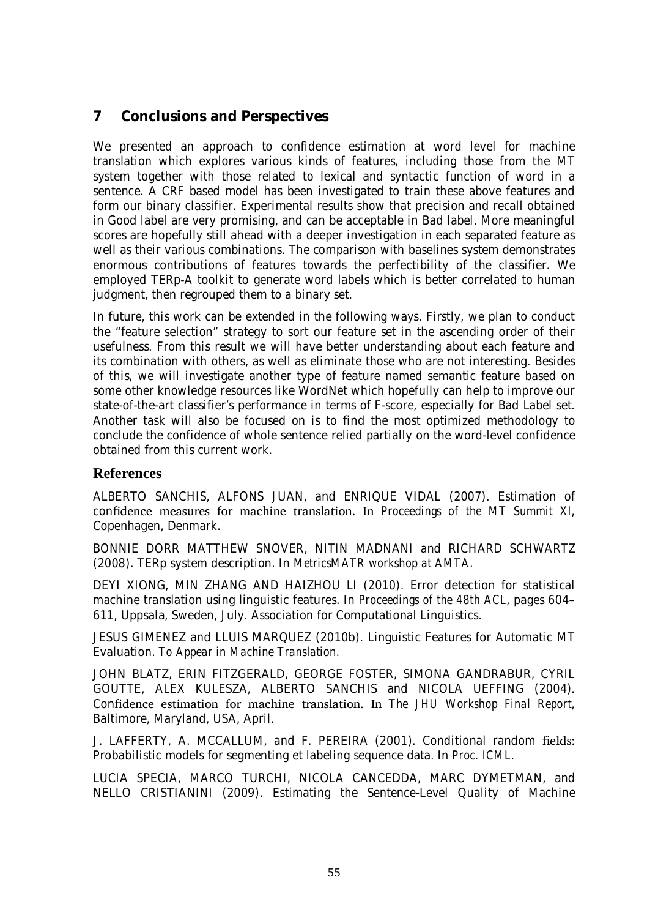## 7 Conclusions and Perspectives

We presented an approach to confidence estimation at word level for machine translation which explores various kinds of features, including those from the MT system together with those related to lexical and syntactic function of word in a sentence. A CRF based model has been investigated to train these above features and form our binary classifier. Experimental results show that precision and recall obtained in Good label are very promising, and can be acceptable in Bad label. More meaningful scores are hopefully still ahead with a deeper investigation in each separated feature as well as their various combinations. The comparison with baselines system demonstrates enormous contributions of features towards the perfectibility of the classifier. We employed TERp-A toolkit to generate word labels which is better correlated to human judgment, then regrouped them to a binary set.

In future, this work can be extended in the following ways. Firstly, we plan to conduct the "feature selection" strategy to sort our feature set in the ascending order of their usefulness. From this result we will have better understanding about each feature and its combination with others, as well as eliminate those who are not interesting. Besides of this, we will investigate another type of feature named semantic feature based on some other knowledge resources like WordNet which hopefully can help to improve our state-of-the-art classifier's performance in terms of F-score, especially for Bad Label set. Another task will also be focused on is to find the most optimized methodology to conclude the confidence of whole sentence relied partially on the word-level confidence obtained from this current work.

## References

ALBERTO SANCHIS, ALFONS JUAN, and ENRIQUE VIDAL (2007). Estimation of confidence measures for machine translation. In *Proceedings of the MT Summit XI*, Copenhagen, Denmark.

BONNIE DORR MATTHEW SNOVER, NITIN MADNANI and RICHARD SCHWARTZ (2008). TERp system description. In *MetricsMATR workshop at AMTA*.

DEYI XIONG, MIN ZHANG AND HAIZHOU LI (2010). Error detection for statistical machine translation using linguistic features. In *Proceedings of the 48th ACL*, pages 604–611, Uppsala, Sweden, July. Association for Computational Linguistics.

JESUS GIMENEZ and LLUIS MARQUEZ (2010b). Linguistic Features for Automatic MT Evaluation. *To Appear in Machine Translation.*

JOHN BLATZ, ERIN FITZGERALD, GEORGE FOSTER, SIMONA GANDRABUR, CYRIL GOUTTE, ALEX KULESZA, ALBERTO SANCHIS and NICOLA UEFFING (2004). Confidence estimation for machine translation. In *The JHU Workshop Final Report*, Baltimore, Maryland, USA, April.

J. LAFFERTY, A. MCCALLUM, and F. PEREIRA (2001). Conditional random fields: Probabilistic models for segmenting et labeling sequence data. In *Proc. ICML*.

LUCIA SPECIA, MARCO TURCHI, NICOLA CANCEDDA, MARC DYMETMAN, and NELLO CRISTIANINI (2009). Estimating the Sentence-Level Quality of Machine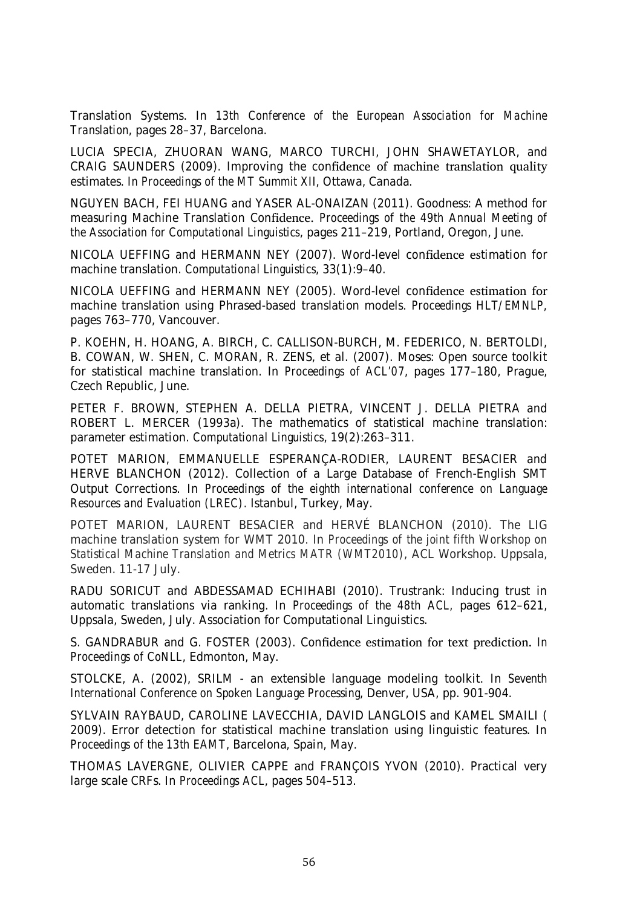Translation Systems. In *13th Conference of the European Association for Machine Translation*, pages 28–37, Barcelona.

LUCIA SPECIA, ZHUORAN WANG, MARCO TURCHI, JOHN SHAWETAYLOR, and CRAIG SAUNDERS (2009). Improving the confidence of machine translation quality estimates. *In Proceedings of the MT Summit XII*, Ottawa, Canada.

NGUYEN BACH, FEI HUANG and YASER AL-ONAIZAN (2011). Goodness: A method for measuring Machine Translation Confidence. *Proceedings of the 49th Annual Meeting of the Association for Computational Linguistics*, pages 211–219, Portland, Oregon, June.

NICOLA UEFFING and HERMANN NEY (2007). Word-level confidence estimation for machine translation. *Computational Linguistics*, 33(1):9–40.

NICOLA UEFFING and HERMANN NEY (2005). Word-level confidence estimation for machine translation using Phrased-based translation models. *Proceedings HLT/EMNLP*, pages 763–770, Vancouver.

P. KOEHN, H. HOANG, A. BIRCH, C. CALLISON-BURCH, M. FEDERICO, N. BERTOLDI, B. COWAN, W. SHEN, C. MORAN, R. ZENS, et al. (2007). Moses: Open source toolkit for statistical machine translation. In *Proceedings of ACL'07*, pages 177–180, Prague, Czech Republic, June.

PETER F. BROWN, STEPHEN A. DELLA PIETRA, VINCENT J. DELLA PIETRA and ROBERT L. MERCER (1993a). The mathematics of statistical machine translation: parameter estimation. *Computational Linguistics*, 19(2):263–311.

POTET MARION, EMMANUELLE ESPERANÇA-RODIER, LAURENT BESACIER and HERVE BLANCHON (2012). Collection of a Large Database of French-English SMT Output Corrections. In *Proceedings of the eighth international conference on Language Resources and Evaluation (LREC)*. Istanbul, Turkey, May.

POTET MARION, LAURENT BESACIER and HERVÉ BLANCHON (2010). The LIG machine translation system for WMT 2010. In *Proceedings of the joint fifth Workshop on Statistical Machine Translation and Metrics MATR (WMT2010)*, ACL Workshop. Uppsala, Sweden. 11-17 July.

RADU SORICUT and ABDESSAMAD ECHIHABI (2010). Trustrank: Inducing trust in automatic translations via ranking. In *Proceedings of the 48th ACL*, pages 612–621, Uppsala, Sweden, July. Association for Computational Linguistics.

S. GANDRABUR and G. FOSTER (2003). Confidence estimation for text prediction. *In Proceedings of CoNLL*, Edmonton, May.

STOLCKE, A. (2002), SRILM - an extensible language modeling toolkit. In *Seventh International Conference on Spoken Language Processing*, Denver, USA, pp. 901-904.

SYLVAIN RAYBAUD, CAROLINE LAVECCHIA, DAVID LANGLOIS and KAMEL SMAILI ( 2009). Error detection for statistical machine translation using linguistic features. In *Proceedings of the 13th EAMT*, Barcelona, Spain, May.

THOMAS LAVERGNE, OLIVIER CAPPE and FRANÇOIS YVON (2010). Practical very large scale CRFs. In *Proceedings ACL*, pages 504–513.